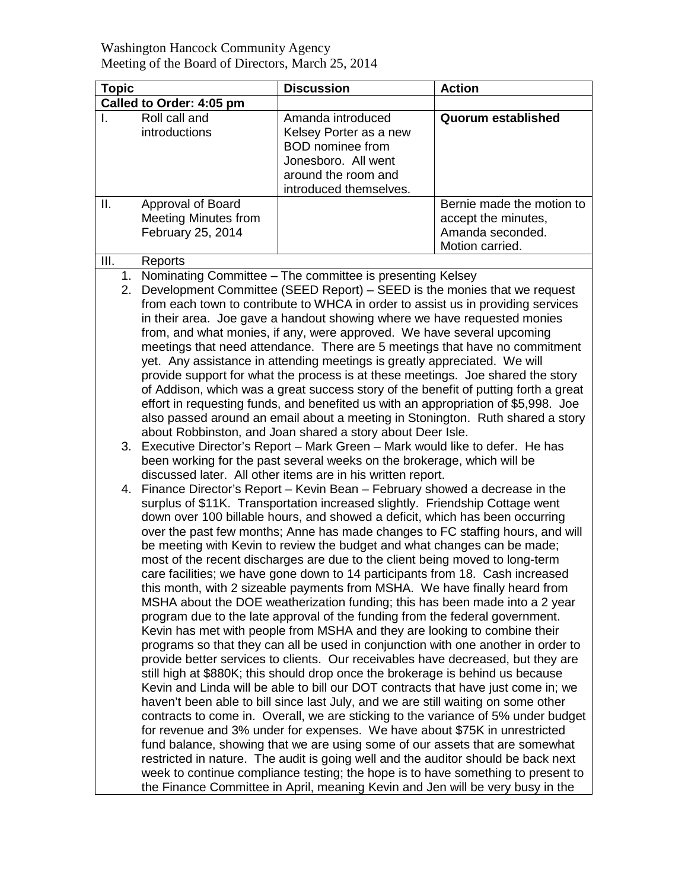Washington Hancock Community Agency
Meeting of the Board of Directors, March 25, 2014

| Topic | Discussion | Action |
|---|---|---|
| **Called to Order: 4:05 pm** | | |
| I. Roll call and introductions | Amanda introduced Kelsey Porter as a new BOD nominee from Jonesboro. All went around the room and introduced themselves. | **Quorum established** |
| II. Approval of Board Meeting Minutes from February 25, 2014 | | Bernie made the motion to accept the minutes, Amanda seconded. Motion carried. |
| III. Reports | | |

1. Nominating Committee – The committee is presenting Kelsey
2. Development Committee (SEED Report) – SEED is the monies that we request from each town to contribute to WHCA in order to assist us in providing services in their area. Joe gave a handout showing where we have requested monies from, and what monies, if any, were approved. We have several upcoming meetings that need attendance. There are 5 meetings that have no commitment yet. Any assistance in attending meetings is greatly appreciated. We will provide support for what the process is at these meetings. Joe shared the story of Addison, which was a great success story of the benefit of putting forth a great effort in requesting funds, and benefited us with an appropriation of $5,998. Joe also passed around an email about a meeting in Stonington. Ruth shared a story about Robbinston, and Joan shared a story about Deer Isle.
3. Executive Director's Report – Mark Green – Mark would like to defer. He has been working for the past several weeks on the brokerage, which will be discussed later. All other items are in his written report.
4. Finance Director's Report – Kevin Bean – February showed a decrease in the surplus of $11K. Transportation increased slightly. Friendship Cottage went down over 100 billable hours, and showed a deficit, which has been occurring over the past few months; Anne has made changes to FC staffing hours, and will be meeting with Kevin to review the budget and what changes can be made; most of the recent discharges are due to the client being moved to long-term care facilities; we have gone down to 14 participants from 18. Cash increased this month, with 2 sizeable payments from MSHA. We have finally heard from MSHA about the DOE weatherization funding; this has been made into a 2 year program due to the late approval of the funding from the federal government. Kevin has met with people from MSHA and they are looking to combine their programs so that they can all be used in conjunction with one another in order to provide better services to clients. Our receivables have decreased, but they are still high at $880K; this should drop once the brokerage is behind us because Kevin and Linda will be able to bill our DOT contracts that have just come in; we haven't been able to bill since last July, and we are still waiting on some other contracts to come in. Overall, we are sticking to the variance of 5% under budget for revenue and 3% under for expenses. We have about $75K in unrestricted fund balance, showing that we are using some of our assets that are somewhat restricted in nature. The audit is going well and the auditor should be back next week to continue compliance testing; the hope is to have something to present to the Finance Committee in April, meaning Kevin and Jen will be very busy in the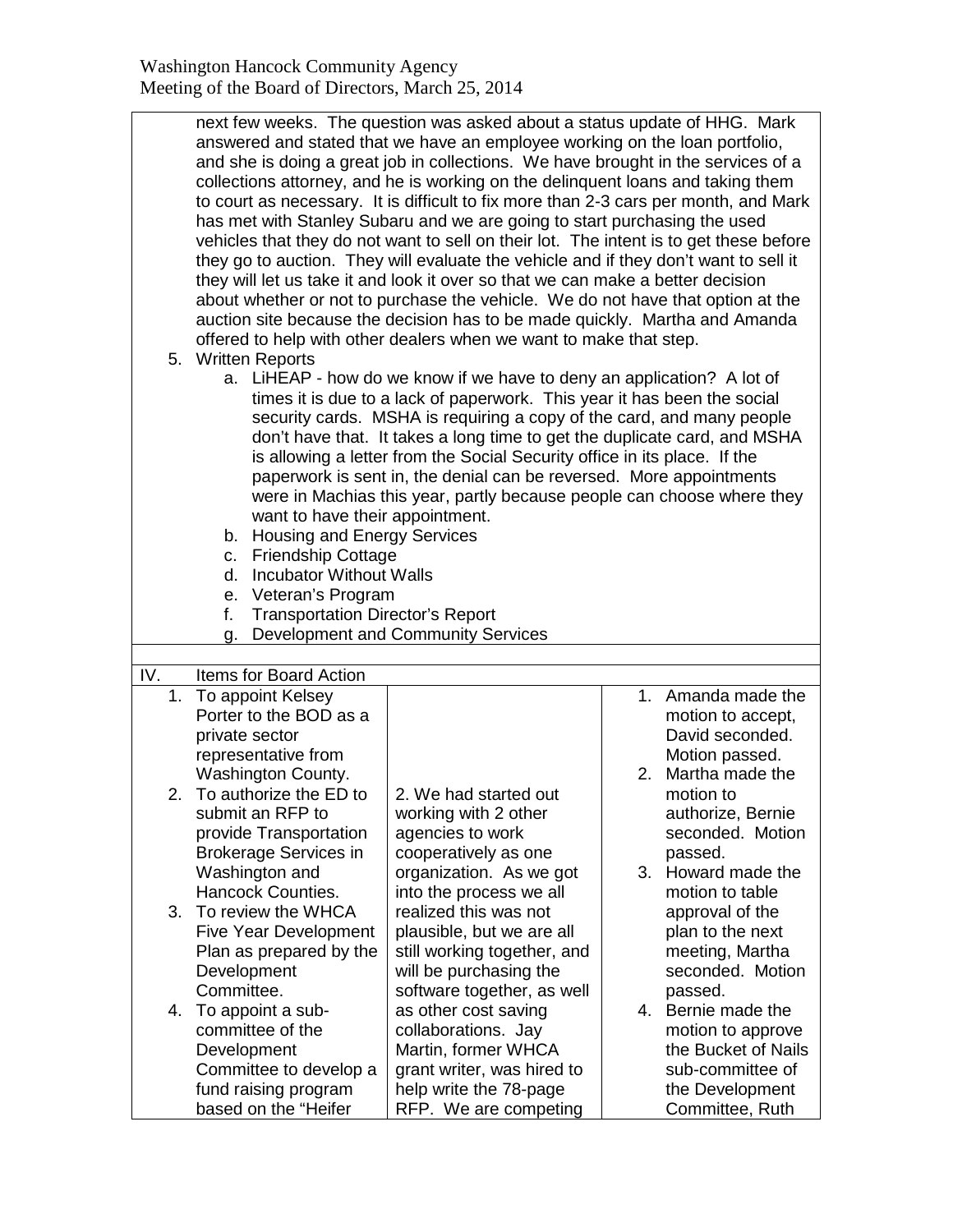next few weeks. The question was asked about a status update of HHG. Mark answered and stated that we have an employee working on the loan portfolio, and she is doing a great job in collections. We have brought in the services of a collections attorney, and he is working on the delinquent loans and taking them to court as necessary. It is difficult to fix more than 2-3 cars per month, and Mark has met with Stanley Subaru and we are going to start purchasing the used vehicles that they do not want to sell on their lot. The intent is to get these before they go to auction. They will evaluate the vehicle and if they don't want to sell it they will let us take it and look it over so that we can make a better decision about whether or not to purchase the vehicle. We do not have that option at the auction site because the decision has to be made quickly. Martha and Amanda offered to help with other dealers when we want to make that step.

5. Written Reports
   a. LiHEAP - how do we know if we have to deny an application? A lot of times it is due to a lack of paperwork. This year it has been the social security cards. MSHA is requiring a copy of the card, and many people don't have that. It takes a long time to get the duplicate card, and MSHA is allowing a letter from the Social Security office in its place. If the paperwork is sent in, the denial can be reversed. More appointments were in Machias this year, partly because people can choose where they want to have their appointment.
   b. Housing and Energy Services
   c. Friendship Cottage
   d. Incubator Without Walls
   e. Veteran's Program
   f. Transportation Director's Report
   g. Development and Community Services

| IV. Items for Board Action | | |
|---|---|---|
| 1. To appoint Kelsey Porter to the BOD as a private sector representative from Washington County.<br>2. To authorize the ED to submit an RFP to provide Transportation Brokerage Services in Washington and Hancock Counties.<br>3. To review the WHCA Five Year Development Plan as prepared by the Development Committee.<br>4. To appoint a sub-committee of the Development Committee to develop a fund raising program based on the "Heifer | 2. We had started out working with 2 other agencies to work cooperatively as one organization. As we got into the process we all realized this was not plausible, but we are all still working together, and will be purchasing the software together, as well as other cost saving collaborations. Jay Martin, former WHCA grant writer, was hired to help write the 78-page RFP. We are competing | 1. Amanda made the motion to accept, David seconded. Motion passed.<br>2. Martha made the motion to authorize, Bernie seconded. Motion passed.<br>3. Howard made the motion to table approval of the plan to the next meeting, Martha seconded. Motion passed.<br>4. Bernie made the motion to approve the Bucket of Nails sub-committee of the Development Committee, Ruth |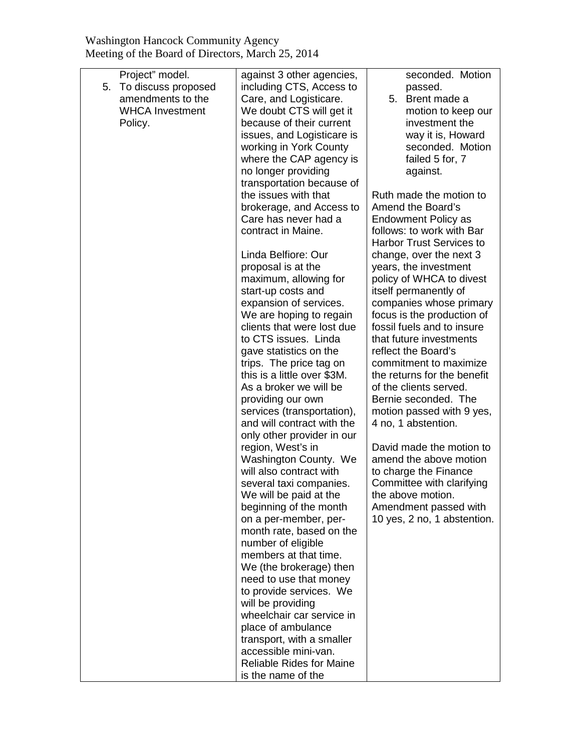| | | |
|---|---|---|
| Project" model.<br>5. To discuss proposed amendments to the WHCA Investment Policy. | against 3 other agencies, including CTS, Access to Care, and Logisticare. We doubt CTS will get it because of their current issues, and Logisticare is working in York County where the CAP agency is no longer providing transportation because of the issues with that brokerage, and Access to Care has never had a contract in Maine.<br><br>Linda Belfiore: Our proposal is at the maximum, allowing for start-up costs and expansion of services. We are hoping to regain clients that were lost due to CTS issues. Linda gave statistics on the trips. The price tag on this is a little over \$3M. As a broker we will be providing our own services (transportation), and will contract with the only other provider in our region, West's in Washington County. We will also contract with several taxi companies. We will be paid at the beginning of the month on a per-member, per-month rate, based on the number of eligible members at that time. We (the brokerage) then need to use that money to provide services. We will be providing wheelchair car service in place of ambulance transport, with a smaller accessible mini-van. Reliable Rides for Maine is the name of the | seconded. Motion passed.<br>5. Brent made a motion to keep our investment the way it is, Howard seconded. Motion failed 5 for, 7 against.<br><br>Ruth made the motion to Amend the Board's Endowment Policy as follows: to work with Bar Harbor Trust Services to change, over the next 3 years, the investment policy of WHCA to divest itself permanently of companies whose primary focus is the production of fossil fuels and to insure that future investments reflect the Board's commitment to maximize the returns for the benefit of the clients served. Bernie seconded. The motion passed with 9 yes, 4 no, 1 abstention.<br><br>David made the motion to amend the above motion to charge the Finance Committee with clarifying the above motion. Amendment passed with 10 yes, 2 no, 1 abstention. |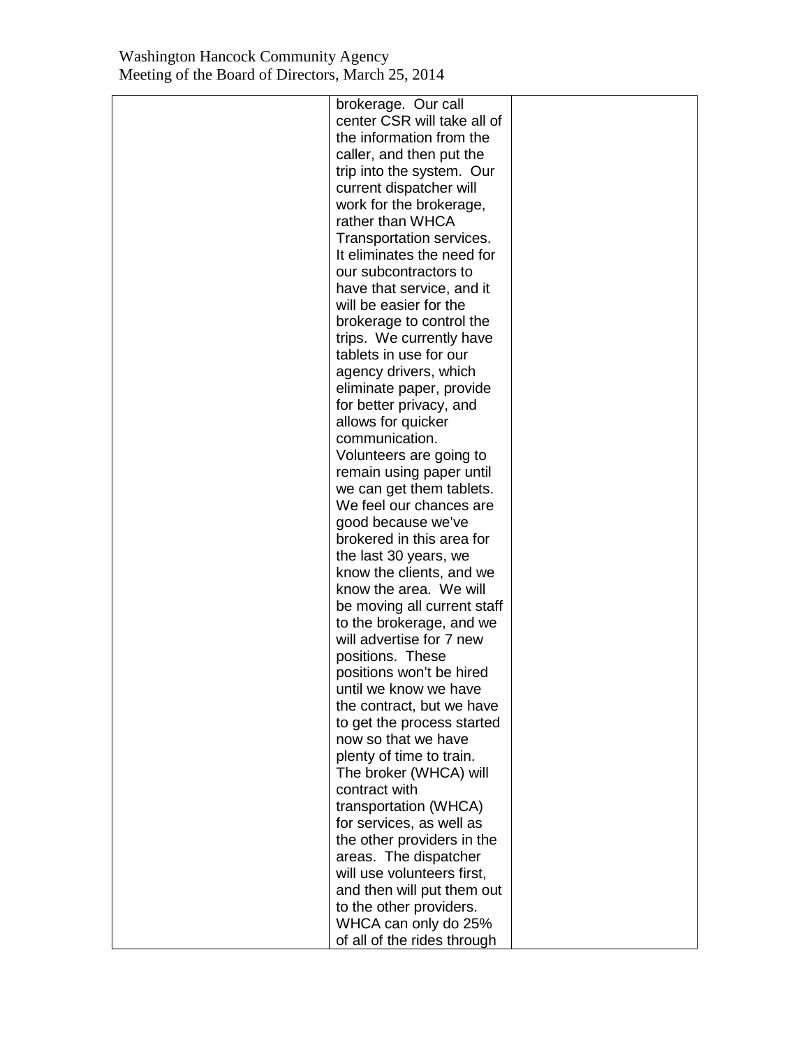| | | |
|---|---|---|
| | brokerage. Our call center CSR will take all of the information from the caller, and then put the trip into the system. Our current dispatcher will work for the brokerage, rather than WHCA Transportation services. It eliminates the need for our subcontractors to have that service, and it will be easier for the brokerage to control the trips. We currently have tablets in use for our agency drivers, which eliminate paper, provide for better privacy, and allows for quicker communication. Volunteers are going to remain using paper until we can get them tablets. We feel our chances are good because we've brokered in this area for the last 30 years, we know the clients, and we know the area. We will be moving all current staff to the brokerage, and we will advertise for 7 new positions. These positions won't be hired until we know we have the contract, but we have to get the process started now so that we have plenty of time to train. The broker (WHCA) will contract with transportation (WHCA) for services, as well as the other providers in the areas. The dispatcher will use volunteers first, and then will put them out to the other providers. WHCA can only do 25% of all of the rides through | |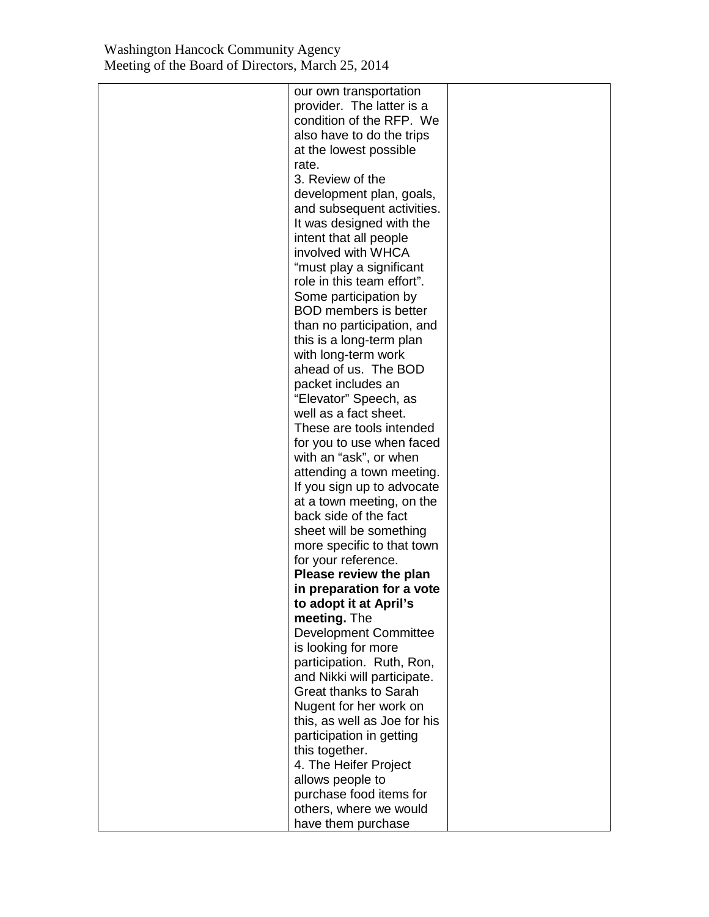| | | |
|---|---|---|
| | our own transportation provider. The latter is a condition of the RFP. We also have to do the trips at the lowest possible rate.<br>3. Review of the development plan, goals, and subsequent activities. It was designed with the intent that all people involved with WHCA "must play a significant role in this team effort". Some participation by BOD members is better than no participation, and this is a long-term plan with long-term work ahead of us. The BOD packet includes an "Elevator" Speech, as well as a fact sheet. These are tools intended for you to use when faced with an "ask", or when attending a town meeting. If you sign up to advocate at a town meeting, on the back side of the fact sheet will be something more specific to that town for your reference. **Please review the plan in preparation for a vote to adopt it at April's meeting.** The Development Committee is looking for more participation. Ruth, Ron, and Nikki will participate. Great thanks to Sarah Nugent for her work on this, as well as Joe for his participation in getting this together.<br>4. The Heifer Project allows people to purchase food items for others, where we would have them purchase | |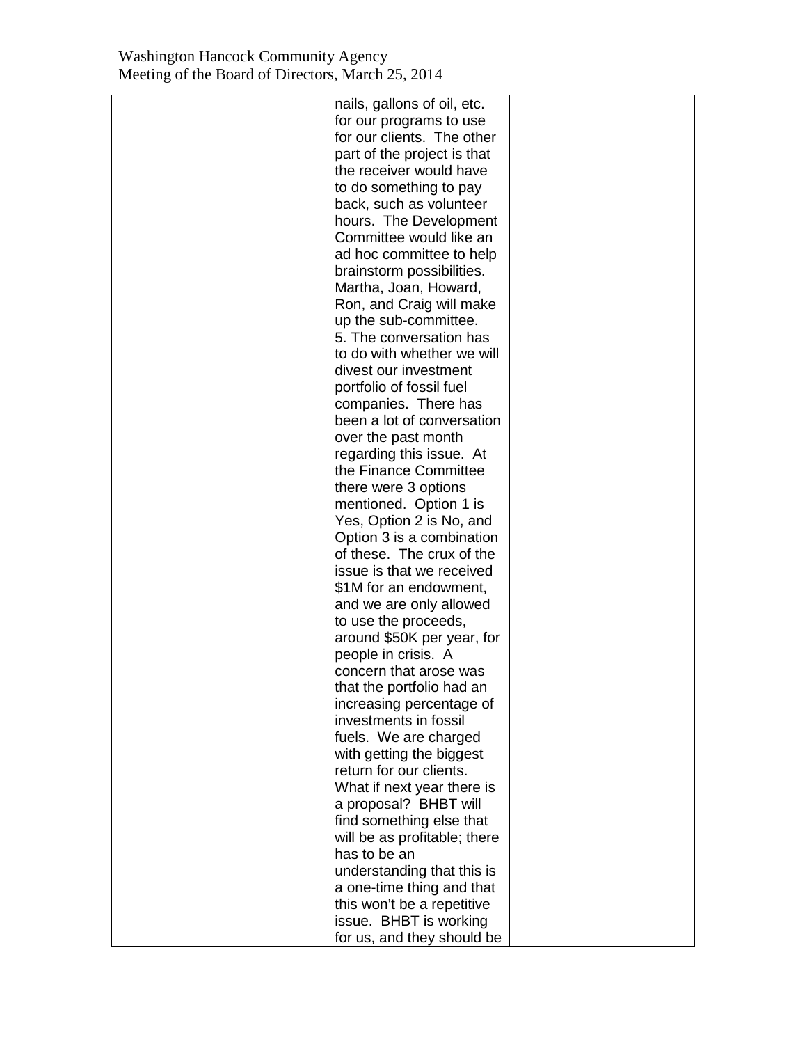| | | |
|---|---|---|
| | nails, gallons of oil, etc. for our programs to use for our clients. The other part of the project is that the receiver would have to do something to pay back, such as volunteer hours. The Development Committee would like an ad hoc committee to help brainstorm possibilities. Martha, Joan, Howard, Ron, and Craig will make up the sub-committee.<br>5. The conversation has to do with whether we will divest our investment portfolio of fossil fuel companies. There has been a lot of conversation over the past month regarding this issue. At the Finance Committee there were 3 options mentioned. Option 1 is Yes, Option 2 is No, and Option 3 is a combination of these. The crux of the issue is that we received \$1M for an endowment, and we are only allowed to use the proceeds, around \$50K per year, for people in crisis. A concern that arose was that the portfolio had an increasing percentage of investments in fossil fuels. We are charged with getting the biggest return for our clients. What if next year there is a proposal? BHBT will find something else that will be as profitable; there has to be an understanding that this is a one-time thing and that this won't be a repetitive issue. BHBT is working for us, and they should be | |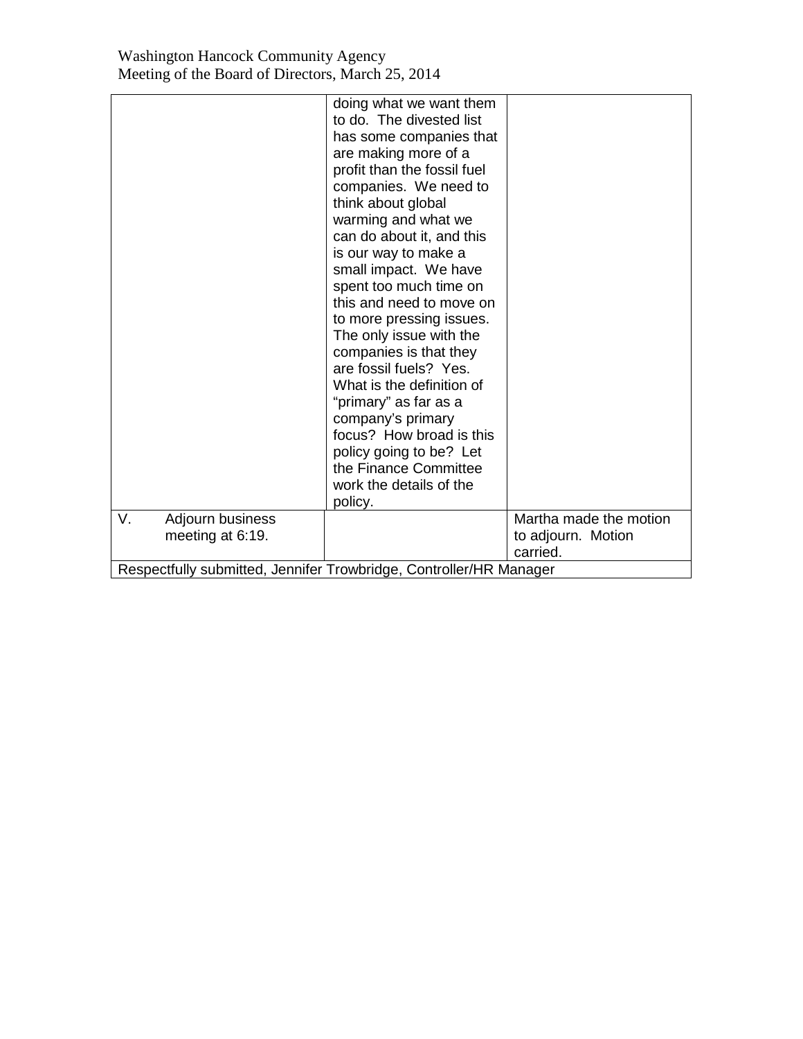| | | |
|---|---|---|
| | doing what we want them to do. The divested list has some companies that are making more of a profit than the fossil fuel companies. We need to think about global warming and what we can do about it, and this is our way to make a small impact. We have spent too much time on this and need to move on to more pressing issues. The only issue with the companies is that they are fossil fuels? Yes. What is the definition of "primary" as far as a company's primary focus? How broad is this policy going to be? Let the Finance Committee work the details of the policy. | |
| V. Adjourn business meeting at 6:19. | | Martha made the motion to adjourn. Motion carried. |
| Respectfully submitted, Jennifer Trowbridge, Controller/HR Manager | | |